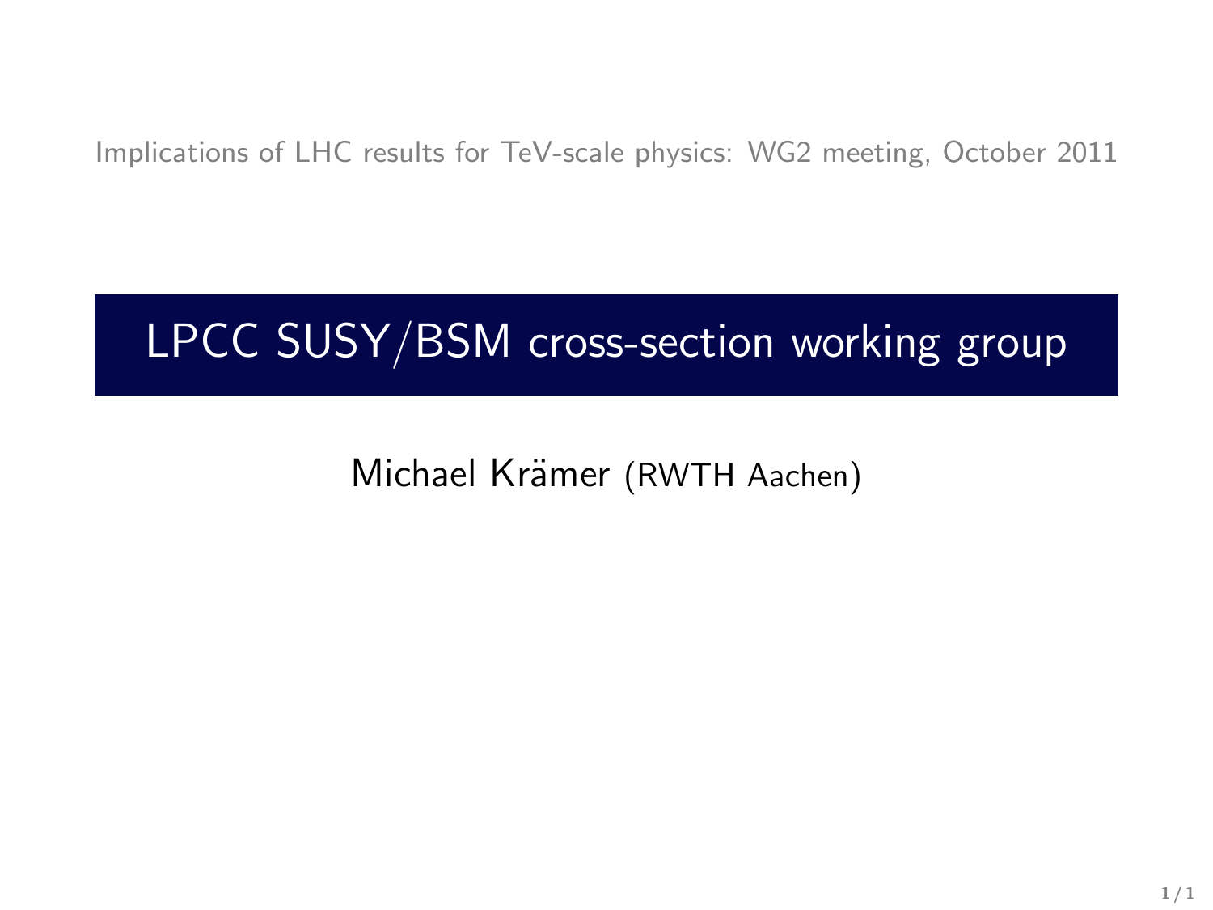Implications of LHC results for TeV-scale physics: WG2 meeting, October 2011

# LPCC SUSY/BSM cross-section working group

Michael Krämer (RWTH Aachen)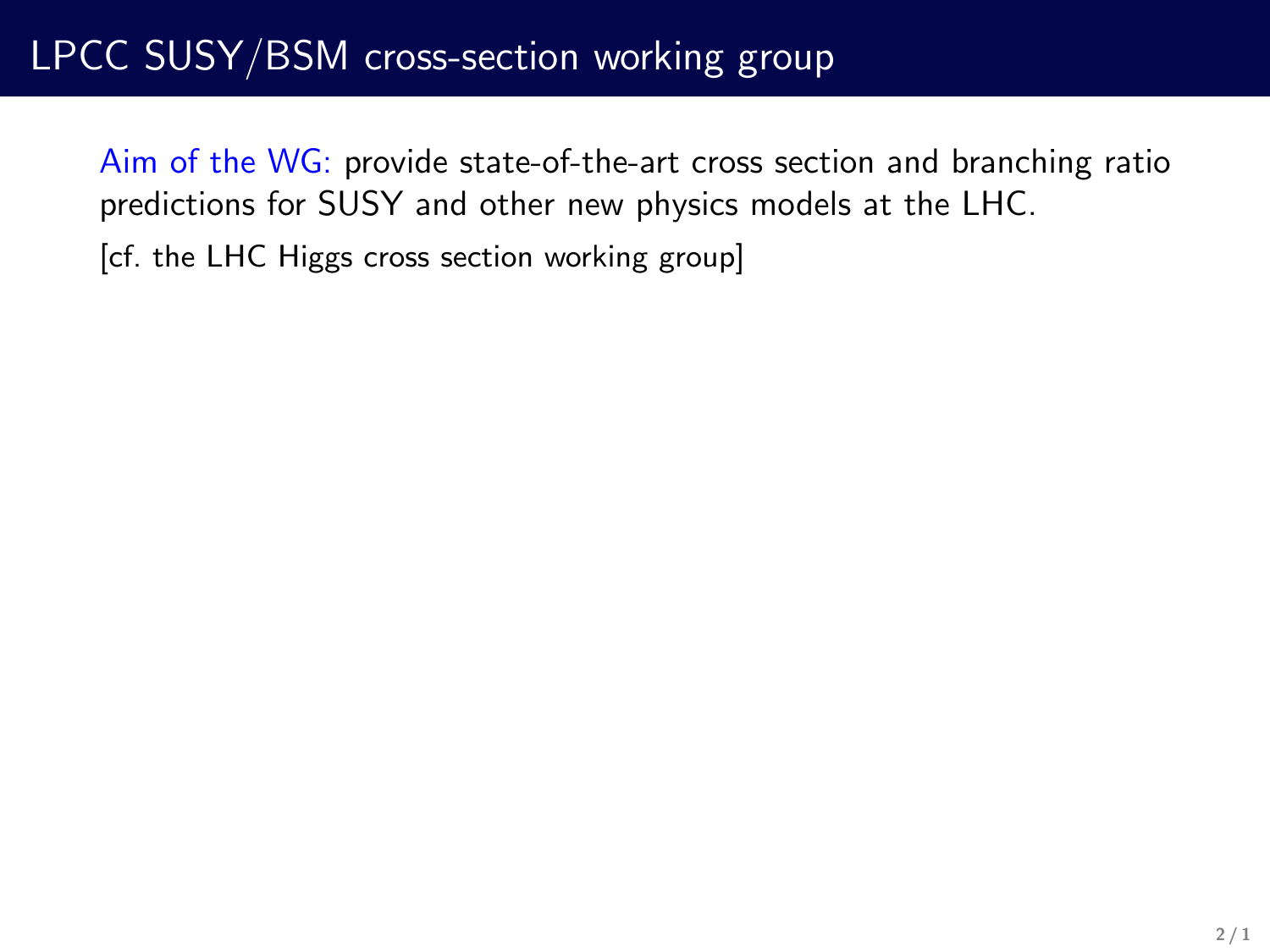# LPCC SUSY/BSM cross-section working group

Aim of the WG: provide state-of-the-art cross section and branching ratio predictions for SUSY and other new physics models at the LHC.

[cf. the LHC Higgs cross section working group]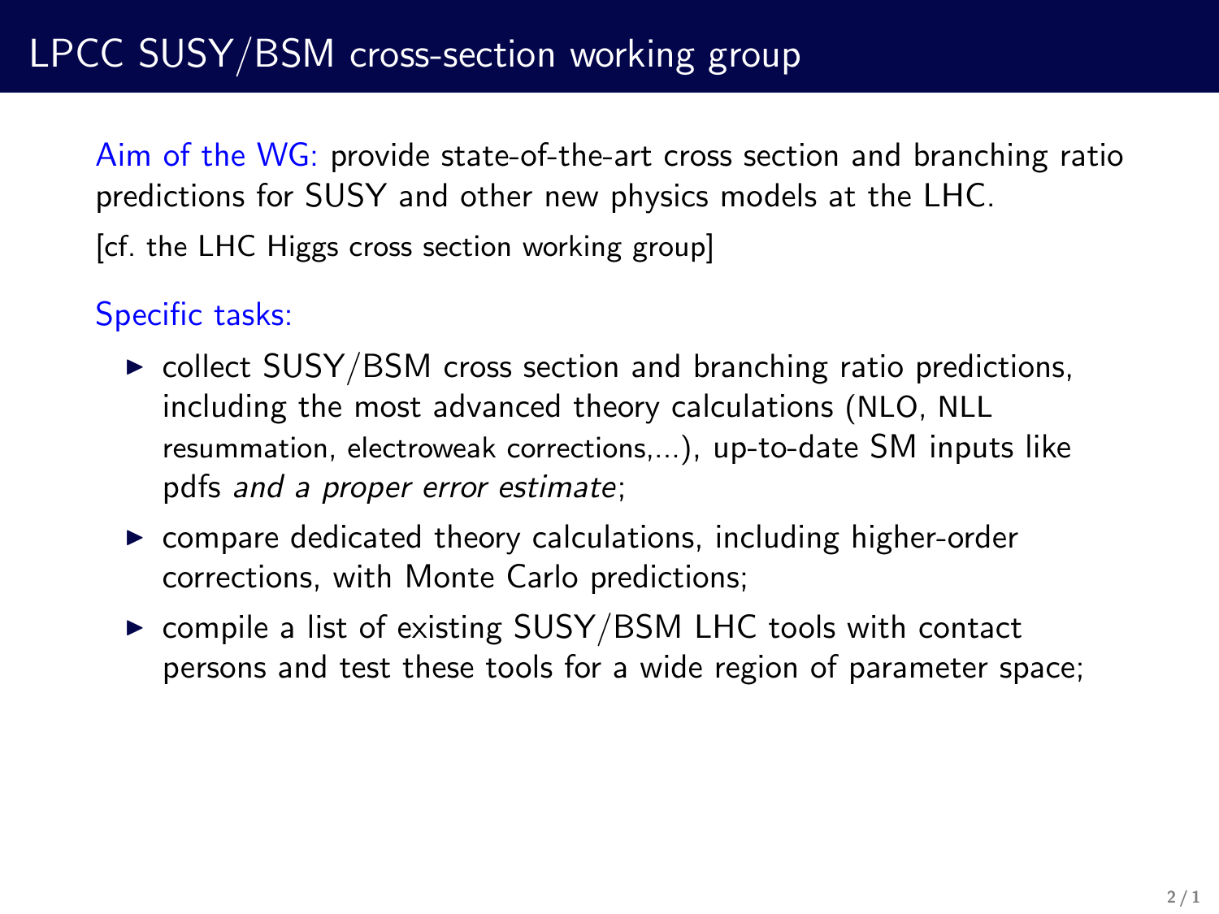# LPCC SUSY/BSM cross-section working group

Aim of the WG: provide state-of-the-art cross section and branching ratio predictions for SUSY and other new physics models at the LHC.

[cf. the LHC Higgs cross section working group]

Specific tasks:

- collect SUSY/BSM cross section and branching ratio predictions, including the most advanced theory calculations (NLO, NLL resummation, electroweak corrections,...), up-to-date SM inputs like pdfs *and a proper error estimate*;
- compare dedicated theory calculations, including higher-order corrections, with Monte Carlo predictions;
- compile a list of existing SUSY/BSM LHC tools with contact persons and test these tools for a wide region of parameter space;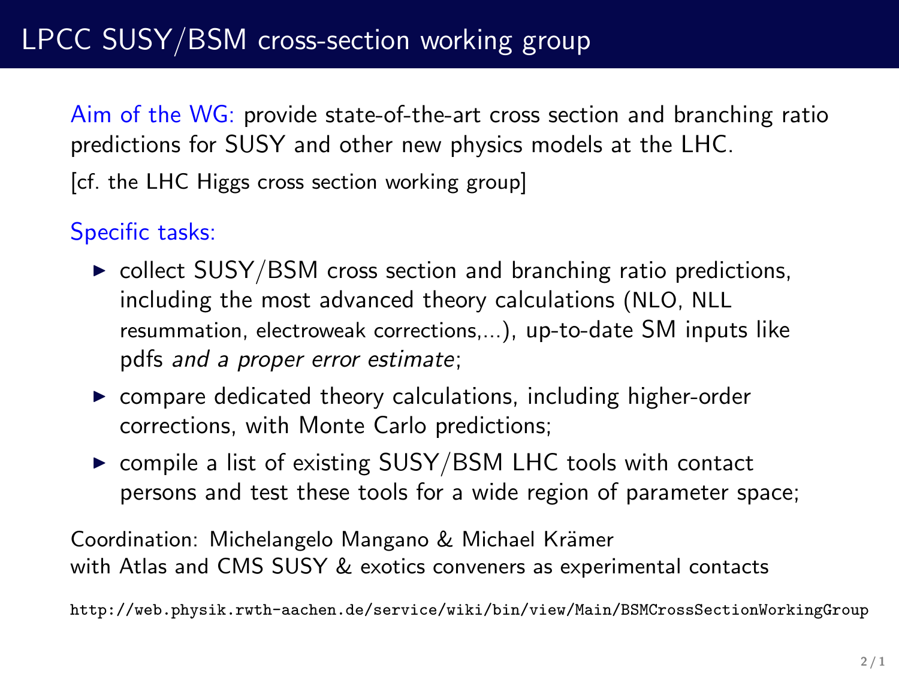# LPCC SUSY/BSM cross-section working group

Aim of the WG: provide state-of-the-art cross section and branching ratio predictions for SUSY and other new physics models at the LHC.

[cf. the LHC Higgs cross section working group]

Specific tasks:

- collect SUSY/BSM cross section and branching ratio predictions, including the most advanced theory calculations (NLO, NLL resummation, electroweak corrections,...), up-to-date SM inputs like pdfs *and a proper error estimate*;
- compare dedicated theory calculations, including higher-order corrections, with Monte Carlo predictions;
- compile a list of existing SUSY/BSM LHC tools with contact persons and test these tools for a wide region of parameter space;

Coordination: Michelangelo Mangano & Michael Krämer
with Atlas and CMS SUSY & exotics conveners as experimental contacts

`http://web.physik.rwth-aachen.de/service/wiki/bin/view/Main/BSMCrossSectionWorkingGroup`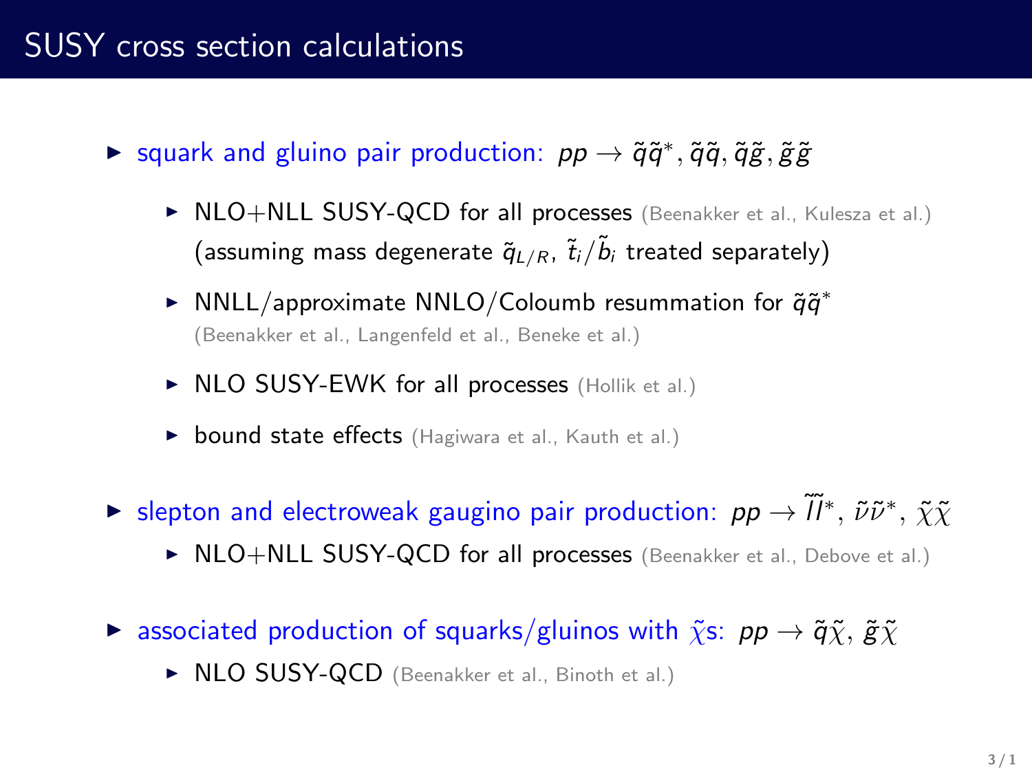# SUSY cross section calculations

- squark and gluino pair production: $pp \to \tilde{q}\tilde{q}^*, \tilde{q}\tilde{q}, \tilde{q}\tilde{g}, \tilde{g}\tilde{g}$
  - NLO+NLL SUSY-QCD for all processes (Beenakker et al., Kulesza et al.) (assuming mass degenerate $\tilde{q}_{L/R}$, $\tilde{t}_i/\tilde{b}_i$ treated separately)
  - NNLL/approximate NNLO/Coloumb resummation for $\tilde{q}\tilde{q}^*$ (Beenakker et al., Langenfeld et al., Beneke et al.)
  - NLO SUSY-EWK for all processes (Hollik et al.)
  - bound state effects (Hagiwara et al., Kauth et al.)
- slepton and electroweak gaugino pair production: $pp \to \tilde{l}\tilde{l}^*$, $\tilde{\nu}\tilde{\nu}^*$, $\tilde{\chi}\tilde{\chi}$
  - NLO+NLL SUSY-QCD for all processes (Beenakker et al., Debove et al.)
- associated production of squarks/gluinos with $\tilde{\chi}$s: $pp \to \tilde{q}\tilde{\chi}$, $\tilde{g}\tilde{\chi}$
  - NLO SUSY-QCD (Beenakker et al., Binoth et al.)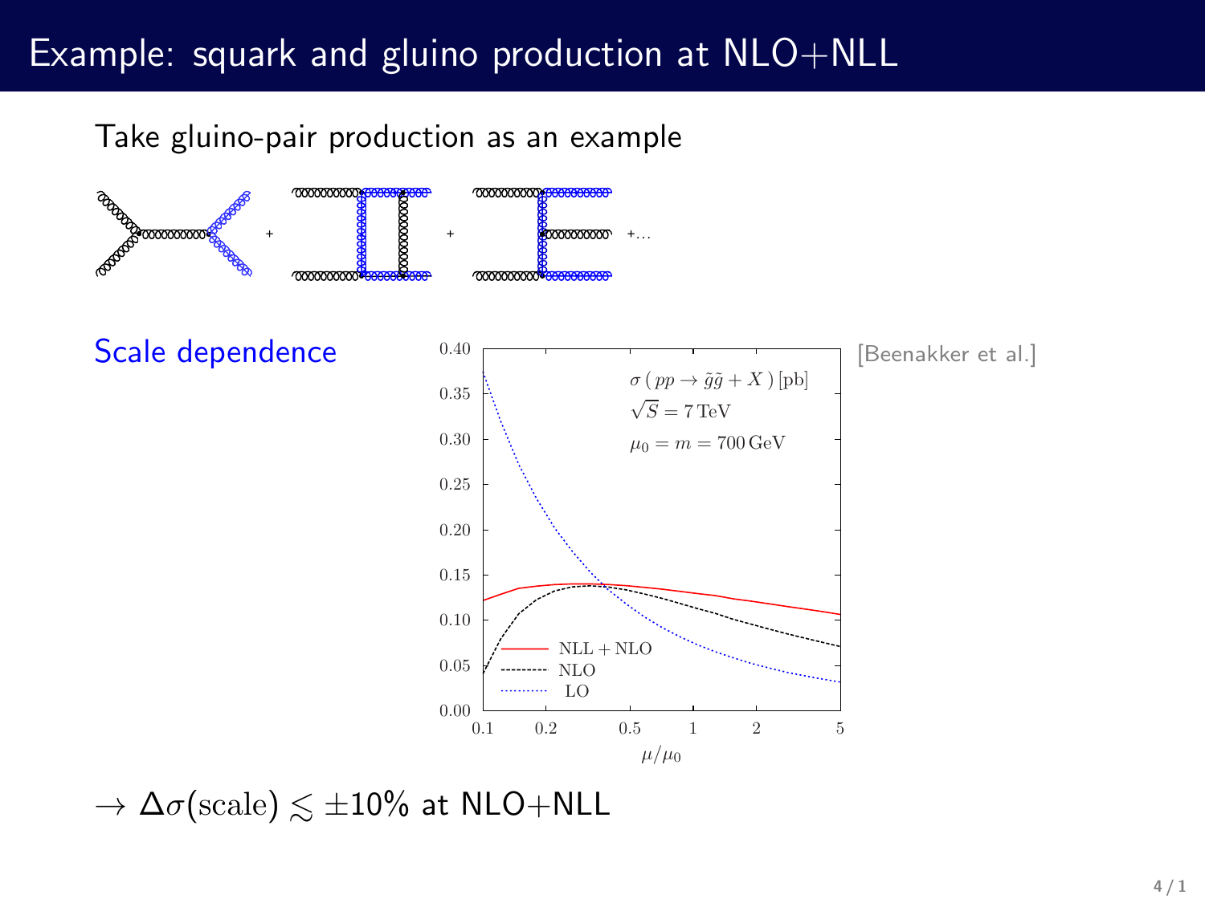# Example: squark and gluino production at NLO+NLL

Take gluino-pair production as an example

$+ \quad + \quad + \ldots$

Scale dependence

[Beenakker et al.]

$\sigma\,(pp \to \tilde{g}\tilde{g} + X)\,[\mathrm{pb}]$

$\sqrt{S} = 7\,\mathrm{TeV}$

$\mu_0 = m = 700\,\mathrm{GeV}$

NLL + NLO

NLO

LO

$\mu/\mu_0$

$\rightarrow \Delta\sigma(\mathrm{scale}) \lesssim \pm 10\%$ at NLO+NLL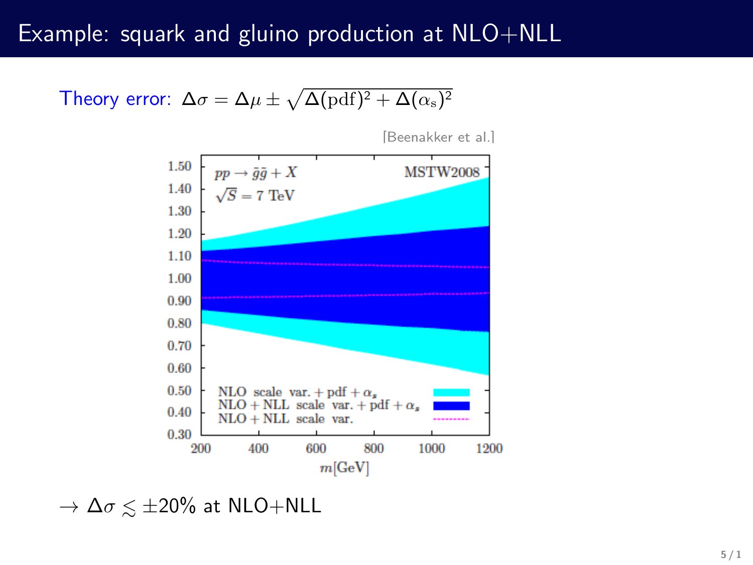# Example: squark and gluino production at NLO+NLL

Theory error: $\Delta\sigma = \Delta\mu \pm \sqrt{\Delta(\text{pdf})^2 + \Delta(\alpha_\text{s})^2}$

[Beenakker et al.]

$pp \to \tilde{g}\tilde{g} + X$

$\sqrt{S} = 7$ TeV

MSTW2008

NLO scale var. + pdf + $\alpha_s$

NLO + NLL scale var. + pdf + $\alpha_s$

NLO + NLL scale var.

$m$[GeV]

$\to \Delta\sigma \lesssim \pm 20\%$ at NLO+NLL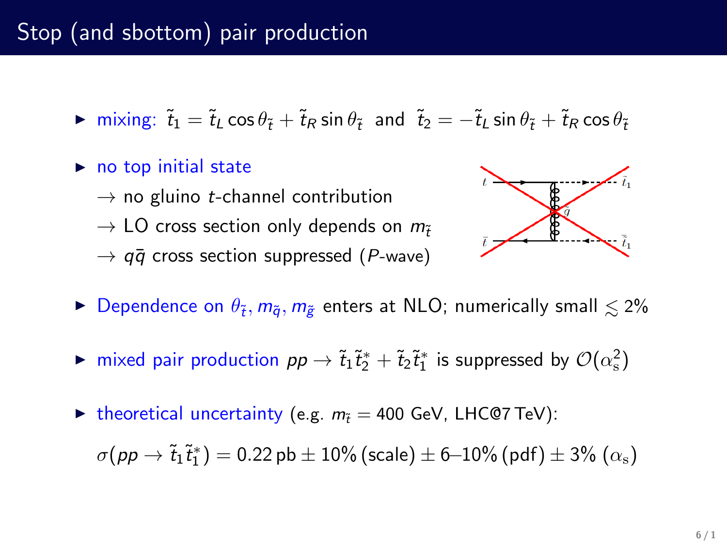# Stop (and sbottom) pair production

- mixing: $\tilde{t}_1 = \tilde{t}_L \cos\theta_{\tilde{t}} + \tilde{t}_R \sin\theta_{\tilde{t}}$ and $\tilde{t}_2 = -\tilde{t}_L \sin\theta_{\tilde{t}} + \tilde{t}_R \cos\theta_{\tilde{t}}$
- no top initial state
  - $\rightarrow$ no gluino $t$-channel contribution
  - $\rightarrow$ LO cross section only depends on $m_{\tilde{t}}$
  - $\rightarrow$ $q\bar{q}$ cross section suppressed ($P$-wave)
- Dependence on $\theta_{\tilde{t}}, m_{\tilde{q}}, m_{\tilde{g}}$ enters at NLO; numerically small $\lesssim 2\%$
- mixed pair production $pp \rightarrow \tilde{t}_1\tilde{t}_2^* + \tilde{t}_2\tilde{t}_1^*$ is suppressed by $\mathcal{O}(\alpha_s^2)$
- theoretical uncertainty (e.g. $m_{\tilde{t}} = 400$ GeV, LHC@7 TeV):

  $\sigma(pp \rightarrow \tilde{t}_1\tilde{t}_1^*) = 0.22\,\text{pb} \pm 10\%\,(\text{scale}) \pm 6\text{–}10\%\,(\text{pdf}) \pm 3\%\,(\alpha_s)$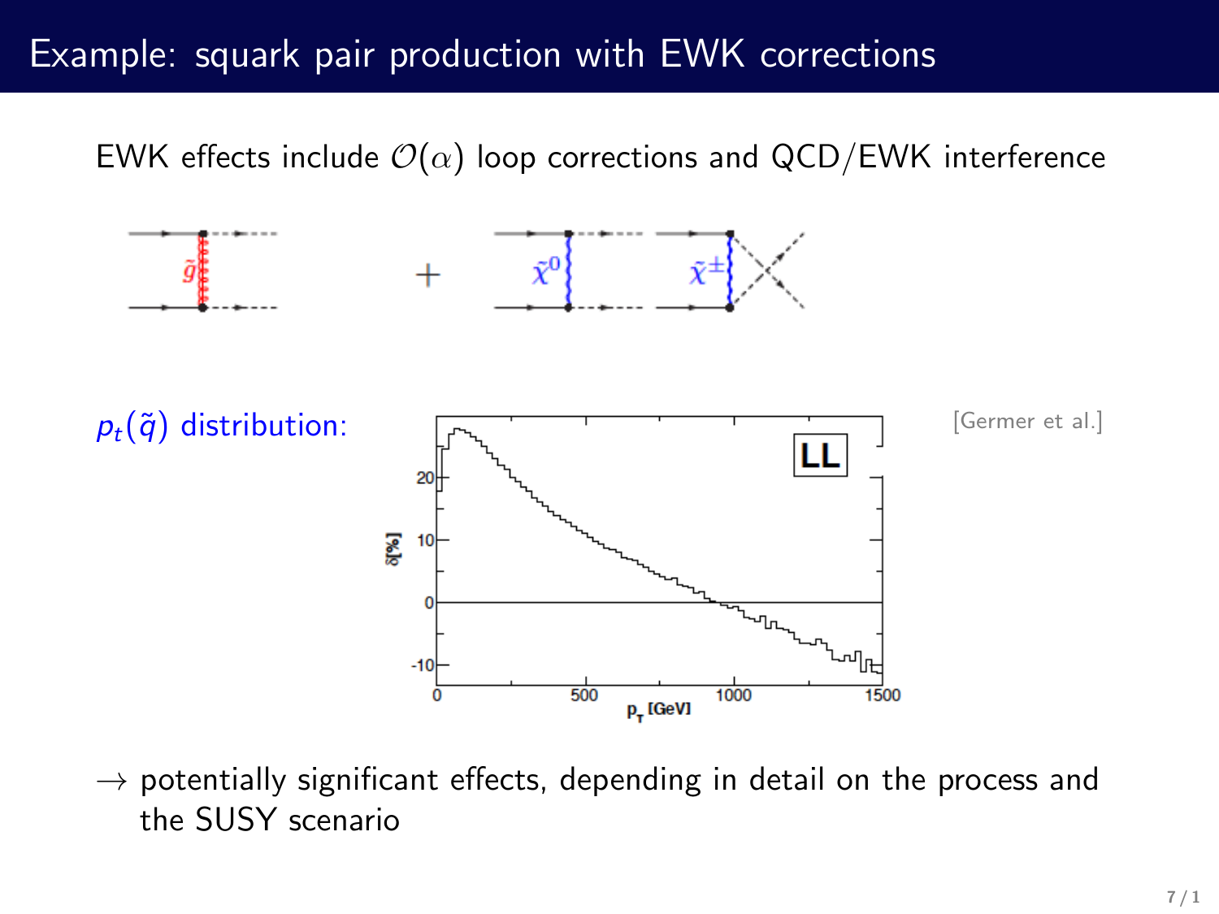# Example: squark pair production with EWK corrections

EWK effects include $\mathcal{O}(\alpha)$ loop corrections and QCD/EWK interference

$p_t(\tilde{q})$ distribution:

[Germer et al.]

$\rightarrow$ potentially significant effects, depending in detail on the process and the SUSY scenario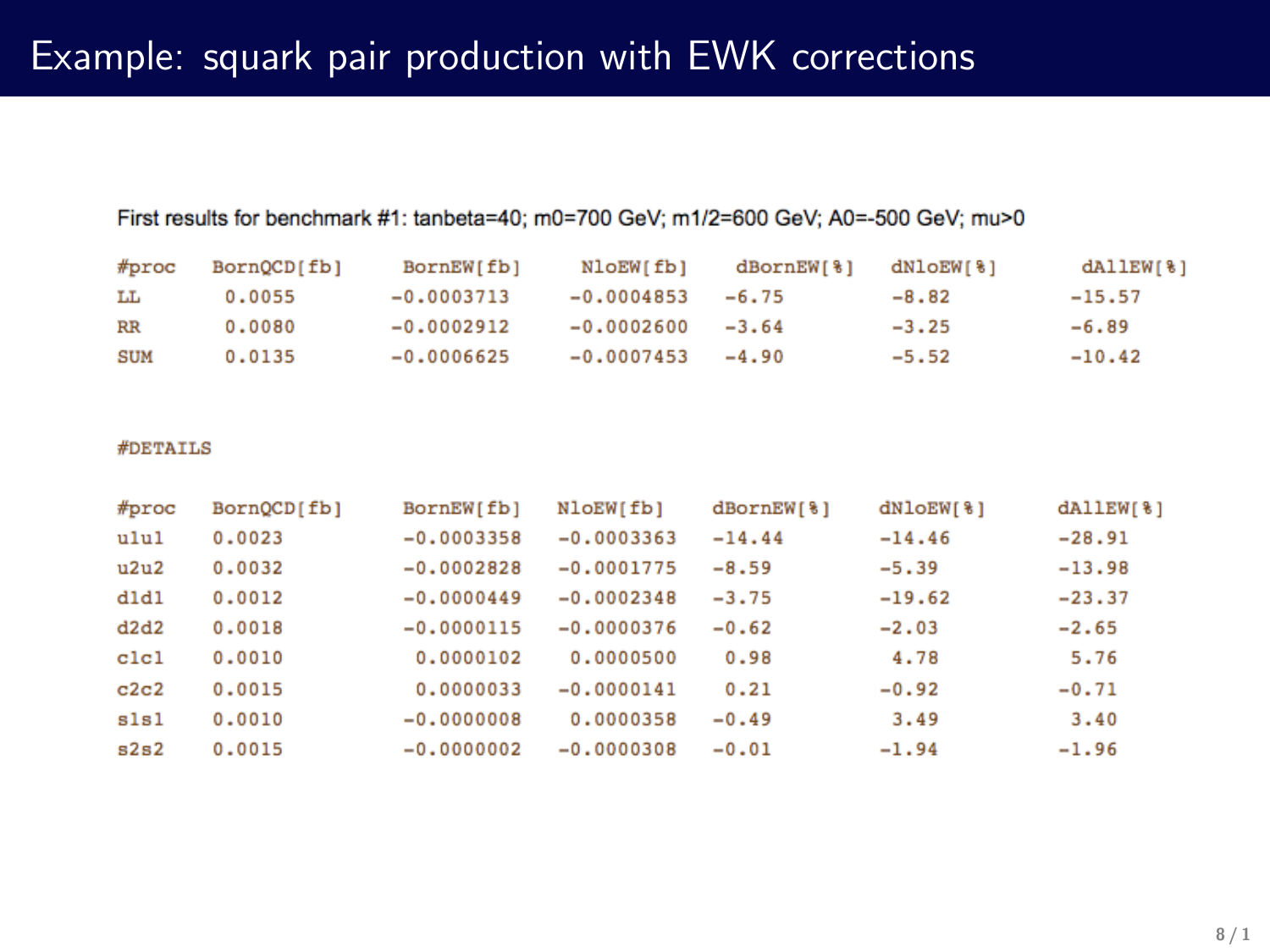# Example: squark pair production with EWK corrections

First results for benchmark #1: tanbeta=40; m0=700 GeV; m1/2=600 GeV; A0=-500 GeV; mu>0

| #proc | BornQCD[fb] | BornEW[fb] | NloEW[fb] | dBornEW[%] | dNloEW[%] | dAllEW[%] |
|---|---|---|---|---|---|---|
| LL | 0.0055 | -0.0003713 | -0.0004853 | -6.75 | -8.82 | -15.57 |
| RR | 0.0080 | -0.0002912 | -0.0002600 | -3.64 | -3.25 | -6.89 |
| SUM | 0.0135 | -0.0006625 | -0.0007453 | -4.90 | -5.52 | -10.42 |

#DETAILS

| #proc | BornQCD[fb] | BornEW[fb] | NloEW[fb] | dBornEW[%] | dNloEW[%] | dAllEW[%] |
|---|---|---|---|---|---|---|
| u1u1 | 0.0023 | -0.0003358 | -0.0003363 | -14.44 | -14.46 | -28.91 |
| u2u2 | 0.0032 | -0.0002828 | -0.0001775 | -8.59 | -5.39 | -13.98 |
| d1d1 | 0.0012 | -0.0000449 | -0.0002348 | -3.75 | -19.62 | -23.37 |
| d2d2 | 0.0018 | -0.0000115 | -0.0000376 | -0.62 | -2.03 | -2.65 |
| c1c1 | 0.0010 | 0.0000102 | 0.0000500 | 0.98 | 4.78 | 5.76 |
| c2c2 | 0.0015 | 0.0000033 | -0.0000141 | 0.21 | -0.92 | -0.71 |
| s1s1 | 0.0010 | -0.0000008 | 0.0000358 | -0.49 | 3.49 | 3.40 |
| s2s2 | 0.0015 | -0.0000002 | -0.0000308 | -0.01 | -1.94 | -1.96 |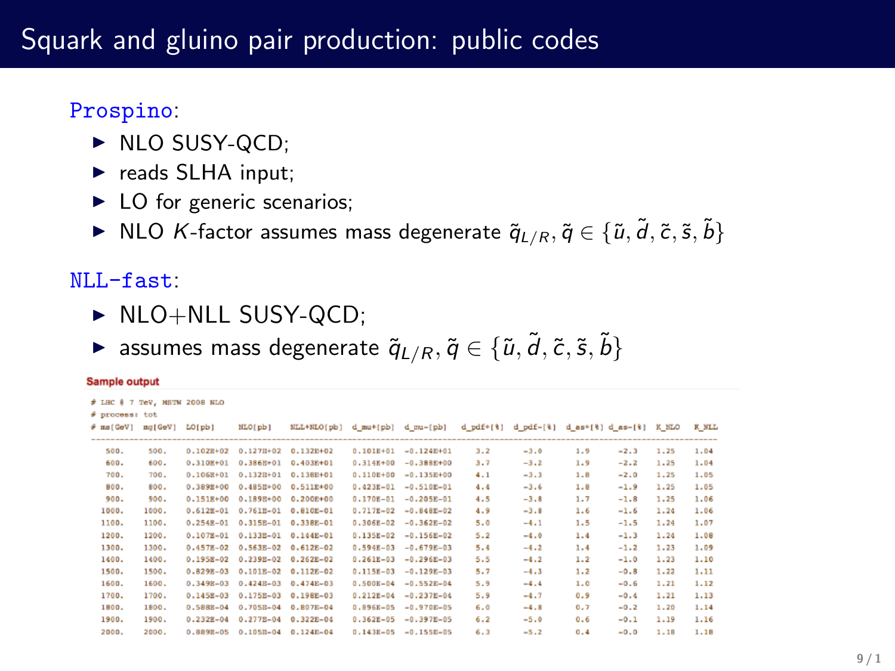# Squark and gluino pair production: public codes

Prospino:

- NLO SUSY-QCD;
- reads SLHA input;
- LO for generic scenarios;
- NLO $K$-factor assumes mass degenerate $\tilde{q}_{L/R}, \tilde{q} \in \{\tilde{u}, \tilde{d}, \tilde{c}, \tilde{s}, \tilde{b}\}$

NLL-fast:

- NLO+NLL SUSY-QCD;
- assumes mass degenerate $\tilde{q}_{L/R}, \tilde{q} \in \{\tilde{u}, \tilde{d}, \tilde{c}, \tilde{s}, \tilde{b}\}$

**Sample output**

```
# LHC @ 7 TeV, MSTW 2008 NLO
# process: tot
```

| # ms[GeV] | mg[GeV] | LO[pb] | NLO[pb] | NLL+NLO[pb] | d_mu+[pb] | d_mu-[pb] | d_pdf+[%] | d_pdf-[%] | d_as+[%] | d_as-[%] | K_NLO | K_NLL |
|---|---|---|---|---|---|---|---|---|---|---|---|---|
| 500. | 500. | 0.102E+02 | 0.127E+02 | 0.132E+02 | 0.101E+01 | -0.124E+01 | 3.2 | -3.0 | 1.9 | -2.3 | 1.25 | 1.04 |
| 600. | 600. | 0.310E+01 | 0.386E+01 | 0.403E+01 | 0.314E+00 | -0.388E+00 | 3.7 | -3.2 | 1.9 | -2.2 | 1.25 | 1.04 |
| 700. | 700. | 0.106E+01 | 0.132E+01 | 0.138E+01 | 0.110E+00 | -0.135E+00 | 4.1 | -3.3 | 1.8 | -2.0 | 1.25 | 1.05 |
| 800. | 800. | 0.389E+00 | 0.485E+00 | 0.511E+00 | 0.423E-01 | -0.510E-01 | 4.4 | -3.6 | 1.8 | -1.9 | 1.25 | 1.05 |
| 900. | 900. | 0.151E+00 | 0.189E+00 | 0.200E+00 | 0.170E-01 | -0.205E-01 | 4.5 | -3.8 | 1.7 | -1.8 | 1.25 | 1.06 |
| 1000. | 1000. | 0.612E-01 | 0.761E-01 | 0.810E-01 | 0.717E-02 | -0.848E-02 | 4.9 | -3.8 | 1.6 | -1.6 | 1.24 | 1.06 |
| 1100. | 1100. | 0.254E-01 | 0.315E-01 | 0.338E-01 | 0.306E-02 | -0.362E-02 | 5.0 | -4.1 | 1.5 | -1.5 | 1.24 | 1.07 |
| 1200. | 1200. | 0.107E-01 | 0.133E-01 | 0.144E-01 | 0.135E-02 | -0.156E-02 | 5.2 | -4.0 | 1.4 | -1.3 | 1.24 | 1.08 |
| 1300. | 1300. | 0.457E-02 | 0.563E-02 | 0.612E-02 | 0.594E-03 | -0.679E-03 | 5.4 | -4.2 | 1.4 | -1.2 | 1.23 | 1.09 |
| 1400. | 1400. | 0.195E-02 | 0.239E-02 | 0.262E-02 | 0.261E-03 | -0.296E-03 | 5.5 | -4.2 | 1.2 | -1.0 | 1.23 | 1.10 |
| 1500. | 1500. | 0.829E-03 | 0.101E-02 | 0.112E-02 | 0.115E-03 | -0.129E-03 | 5.7 | -4.3 | 1.2 | -0.8 | 1.22 | 1.11 |
| 1600. | 1600. | 0.349E-03 | 0.424E-03 | 0.474E-03 | 0.500E-04 | -0.552E-04 | 5.9 | -4.4 | 1.0 | -0.6 | 1.21 | 1.12 |
| 1700. | 1700. | 0.145E-03 | 0.175E-03 | 0.198E-03 | 0.212E-04 | -0.237E-04 | 5.9 | -4.7 | 0.9 | -0.4 | 1.21 | 1.13 |
| 1800. | 1800. | 0.588E-04 | 0.705E-04 | 0.807E-04 | 0.896E-05 | -0.970E-05 | 6.0 | -4.8 | 0.7 | -0.2 | 1.20 | 1.14 |
| 1900. | 1900. | 0.232E-04 | 0.277E-04 | 0.322E-04 | 0.362E-05 | -0.397E-05 | 6.2 | -5.0 | 0.6 | -0.1 | 1.19 | 1.16 |
| 2000. | 2000. | 0.889E-05 | 0.105E-04 | 0.124E-04 | 0.143E-05 | -0.155E-05 | 6.3 | -5.2 | 0.4 | -0.0 | 1.18 | 1.18 |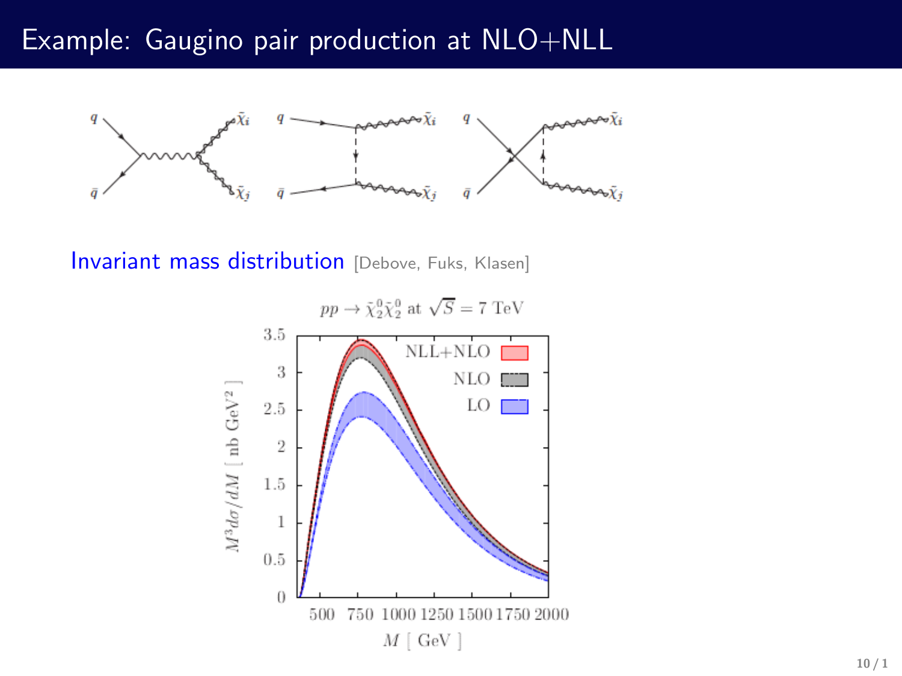# Example: Gaugino pair production at NLO+NLL

Invariant mass distribution [Debove, Fuks, Klasen]

$pp \to \tilde{\chi}_2^0 \tilde{\chi}_2^0$ at $\sqrt{S} = 7$ TeV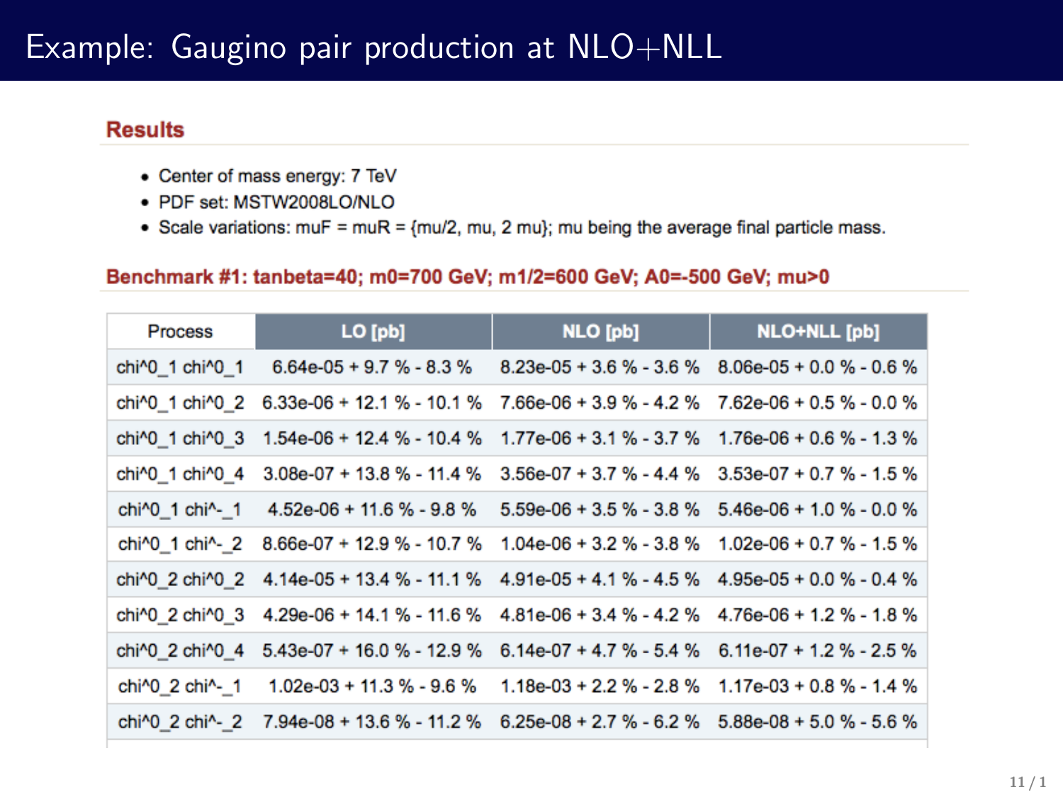# Example: Gaugino pair production at NLO+NLL

## Results

- Center of mass energy: 7 TeV
- PDF set: MSTW2008LO/NLO
- Scale variations: muF = muR = {mu/2, mu, 2 mu}; mu being the average final particle mass.

### Benchmark #1: tanbeta=40; m0=700 GeV; m1/2=600 GeV; A0=-500 GeV; mu>0

| Process | LO [pb] | NLO [pb] | NLO+NLL [pb] |
|---|---|---|---|
| chi^0_1 chi^0_1 | 6.64e-05 + 9.7 % - 8.3 % | 8.23e-05 + 3.6 % - 3.6 % | 8.06e-05 + 0.0 % - 0.6 % |
| chi^0_1 chi^0_2 | 6.33e-06 + 12.1 % - 10.1 % | 7.66e-06 + 3.9 % - 4.2 % | 7.62e-06 + 0.5 % - 0.0 % |
| chi^0_1 chi^0_3 | 1.54e-06 + 12.4 % - 10.4 % | 1.77e-06 + 3.1 % - 3.7 % | 1.76e-06 + 0.6 % - 1.3 % |
| chi^0_1 chi^0_4 | 3.08e-07 + 13.8 % - 11.4 % | 3.56e-07 + 3.7 % - 4.4 % | 3.53e-07 + 0.7 % - 1.5 % |
| chi^0_1 chi^-_1 | 4.52e-06 + 11.6 % - 9.8 % | 5.59e-06 + 3.5 % - 3.8 % | 5.46e-06 + 1.0 % - 0.0 % |
| chi^0_1 chi^-_2 | 8.66e-07 + 12.9 % - 10.7 % | 1.04e-06 + 3.2 % - 3.8 % | 1.02e-06 + 0.7 % - 1.5 % |
| chi^0_2 chi^0_2 | 4.14e-05 + 13.4 % - 11.1 % | 4.91e-05 + 4.1 % - 4.5 % | 4.95e-05 + 0.0 % - 0.4 % |
| chi^0_2 chi^0_3 | 4.29e-06 + 14.1 % - 11.6 % | 4.81e-06 + 3.4 % - 4.2 % | 4.76e-06 + 1.2 % - 1.8 % |
| chi^0_2 chi^0_4 | 5.43e-07 + 16.0 % - 12.9 % | 6.14e-07 + 4.7 % - 5.4 % | 6.11e-07 + 1.2 % - 2.5 % |
| chi^0_2 chi^-_1 | 1.02e-03 + 11.3 % - 9.6 % | 1.18e-03 + 2.2 % - 2.8 % | 1.17e-03 + 0.8 % - 1.4 % |
| chi^0_2 chi^-_2 | 7.94e-08 + 13.6 % - 11.2 % | 6.25e-08 + 2.7 % - 6.2 % | 5.88e-08 + 5.0 % - 5.6 % |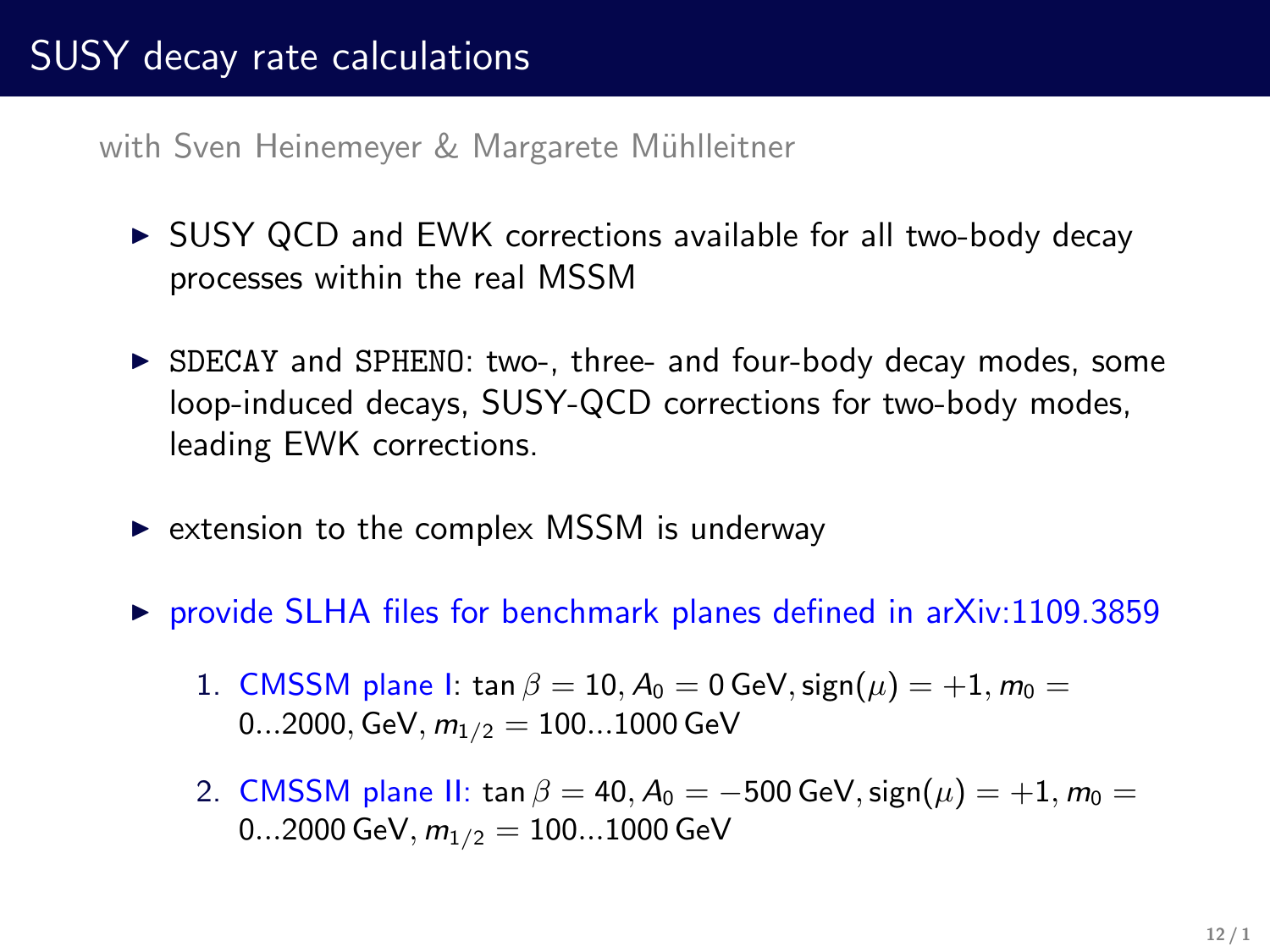# SUSY decay rate calculations

with Sven Heinemeyer & Margarete Mühlleitner

- SUSY QCD and EWK corrections available for all two-body decay processes within the real MSSM
- `SDECAY` and `SPHENO`: two-, three- and four-body decay modes, some loop-induced decays, SUSY-QCD corrections for two-body modes, leading EWK corrections.
- extension to the complex MSSM is underway
- provide SLHA files for benchmark planes defined in arXiv:1109.3859
  1. CMSSM plane I: $\tan\beta = 10, A_0 = 0\,\text{GeV}, \text{sign}(\mu) = +1, m_0 = 0...2000, \text{GeV}, m_{1/2} = 100...1000\,\text{GeV}$
  2. CMSSM plane II: $\tan\beta = 40, A_0 = -500\,\text{GeV}, \text{sign}(\mu) = +1, m_0 = 0...2000\,\text{GeV}, m_{1/2} = 100...1000\,\text{GeV}$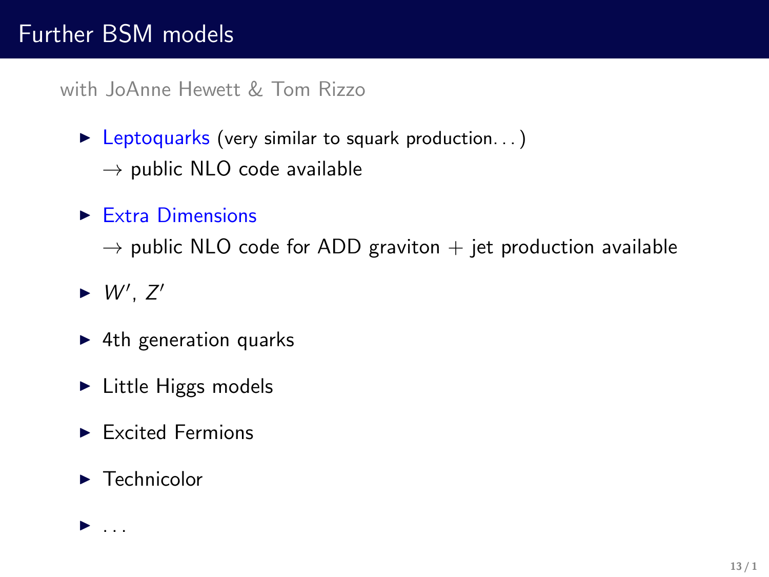# Further BSM models

with JoAnne Hewett & Tom Rizzo

- Leptoquarks (very similar to squark production. . . )
  → public NLO code available
- Extra Dimensions
  → public NLO code for ADD graviton + jet production available
- $W'$, $Z'$
- 4th generation quarks
- Little Higgs models
- Excited Fermions
- Technicolor
- . . .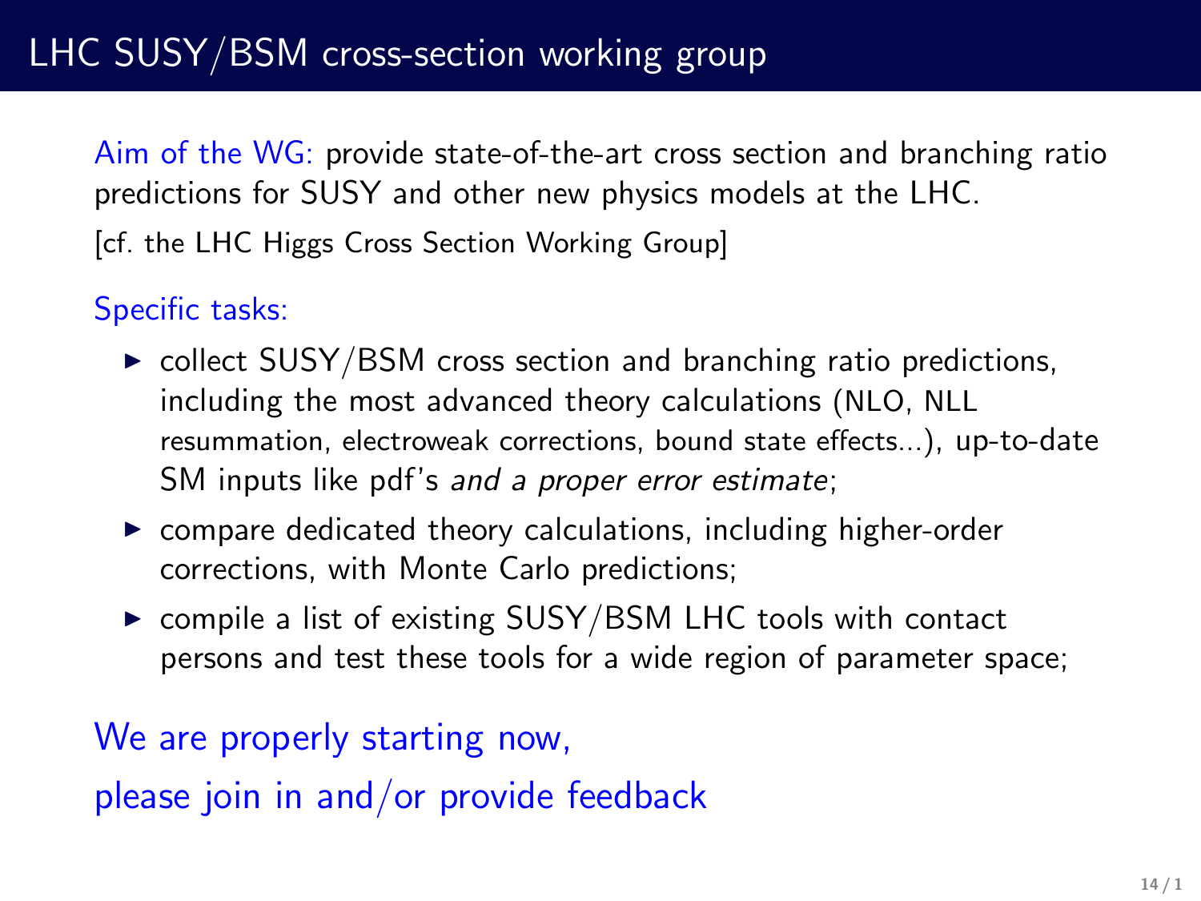# LHC SUSY/BSM cross-section working group

Aim of the WG: provide state-of-the-art cross section and branching ratio predictions for SUSY and other new physics models at the LHC.

[cf. the LHC Higgs Cross Section Working Group]

Specific tasks:

- collect SUSY/BSM cross section and branching ratio predictions, including the most advanced theory calculations (NLO, NLL resummation, electroweak corrections, bound state effects...), up-to-date SM inputs like pdf's *and a proper error estimate*;
- compare dedicated theory calculations, including higher-order corrections, with Monte Carlo predictions;
- compile a list of existing SUSY/BSM LHC tools with contact persons and test these tools for a wide region of parameter space;

We are properly starting now,
please join in and/or provide feedback